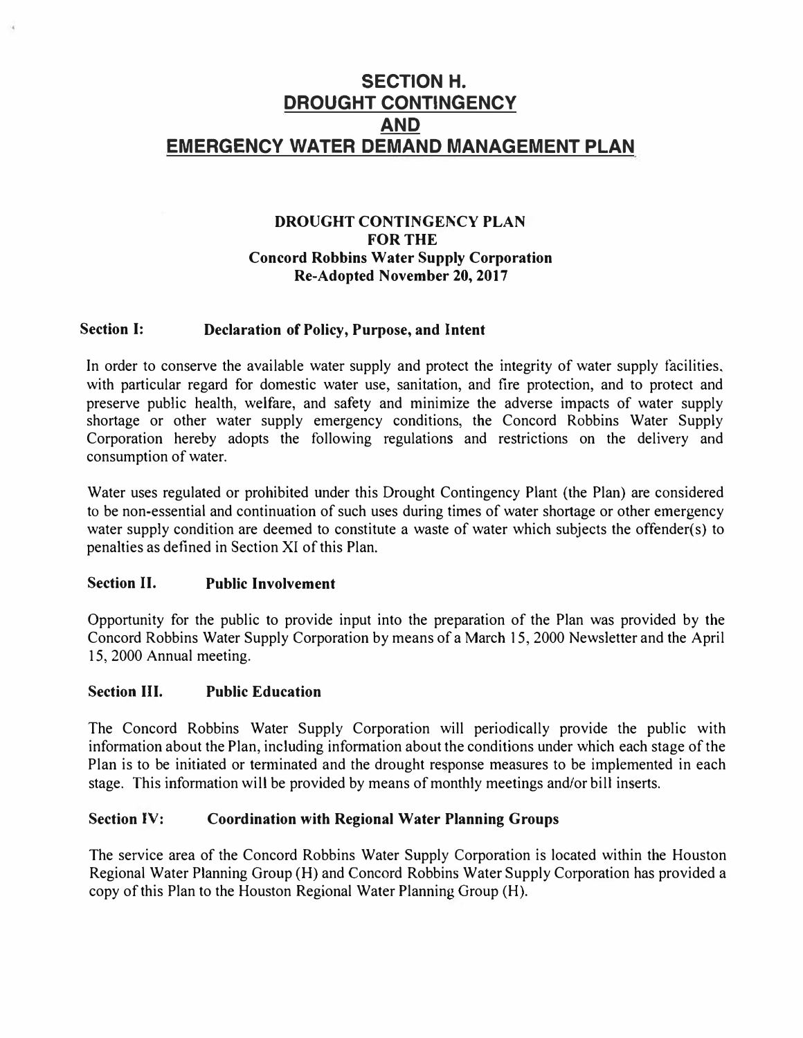# SECTION H. DROUGHT CONTINGENCY AND EMERGENCY WATER DEMAND MANAGEMENT PLAN

## DROUGHT CONTINGENCY PLAN FOR THE Concord Robbins Water Supply Corporation Re-Adopted November 20, 2017

### Section I: Declaration of Policy, Purpose, and Intent

In order to conserve the available water supply and protect the integrity of water supply facilities, with particular regard for domestic water use, sanitation, and fire protection, and to protect and preserve public health, welfare, and safety and minimize the adverse impacts of water supply shortage or other water supply emergency conditions, the Concord Robbins Water Supply Corporation hereby adopts the following regulations and restrictions on the delivery and consumption of water.

Water uses regulated or prohibited under this Drought Contingency Plant (the Plan) are considered to be non-essential and continuation of such uses during times of water shortage or other emergency water supply condition are deemed to constitute a waste of water which subjects the offender(s) to penalties as defined in Section XI of this Plan.

### Section II. Public Involvement

Opportunity for the public to provide input into the preparation of the Plan was provided by the Concord Robbins Water Supply Corporation by means of a March 15, 2000 Newsletter and the April 15, 2000 Annual meeting.

### Section III. Public Education

The Concord Robbins Water Supply Corporation will periodically provide the public with information about the Plan, including information about the conditions under which each stage of the Plan is to be initiated or terminated and the drought response measures to be implemented in each stage. This information will be provided by means of monthly meetings and/or bill inserts.

### Section IV: Coordination with Regional Water Planning Groups

The service area of the Concord Robbins Water Supply Corporation is located within the Houston Regional Water Planning Group (H) and Concord Robbins Water Supply Corporation has provided a copy of this Plan to the Houston Regional Water Planning Group (H).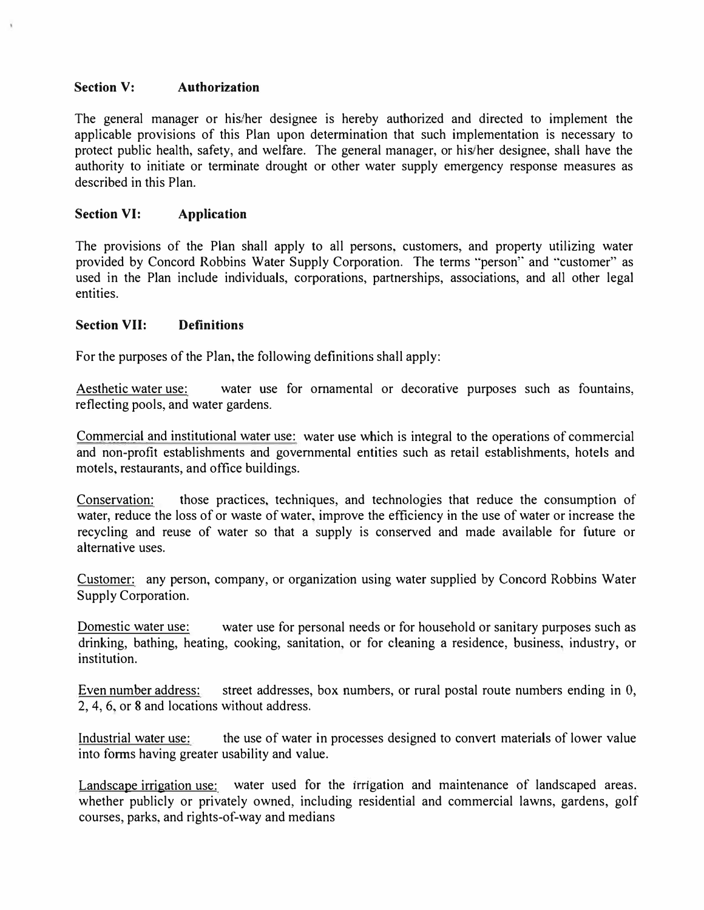**Section V: Authorization**

The general manager or his/her designee is hereby authorized and directed to implement the applicable provisions of this Plan upon determination that such implementation is necessary to protect public health, safety, and welfare. The general manager, or his/her designee, shall have the authority to initiate or terminate drought or other water supply emergency response measures as described in this Plan.

**Section VI: Application**

The provisions of the Plan shall apply to all persons, customers, and property utilizing water provided by Concord Robbins Water Supply Corporation. The terms "person" and "customer" as used in the Plan include individuals, corporations, partnerships, associations, and all other legal entities.

**Section VII: Definitions**

For the purposes of the Plan, the following definitions shall apply:

Aesthetic water use: water use for ornamental or decorative purposes such as fountains, reflecting pools, and water gardens.

Commercial and institutional water use: water use which is integral to the operations of commercial and non-profit establishments and governmental entities such as retail establishments, hotels and motels, restaurants, and office buildings.

Conservation: those practices, techniques, and technologies that reduce the consumption of water, reduce the loss of or waste of water, improve the efficiency in the use of water or increase the recycling and reuse of water so that a supply is conserved and made available for future or alternative uses.

Customer: any person, company, or organization using water supplied by Concord Robbins Water Supply Corporation.

Domestic water use: water use for personal needs or for household or sanitary purposes such as drinking, bathing, heating, cooking, sanitation, or for cleaning a residence, business, industry, or institution.

Even number address: street addresses, box numbers, or rural postal route numbers ending in 0, 2, 4, 6, or 8 and locations without address.

Industrial water use: the use of water in processes designed to convert materials of lower value into forms having greater usability and value.

Landscape irrigation use: water used for the irrigation and maintenance of landscaped areas. whether publicly or privately owned, including residential and commercial lawns, gardens, golf courses, parks, and rights-of-way and medians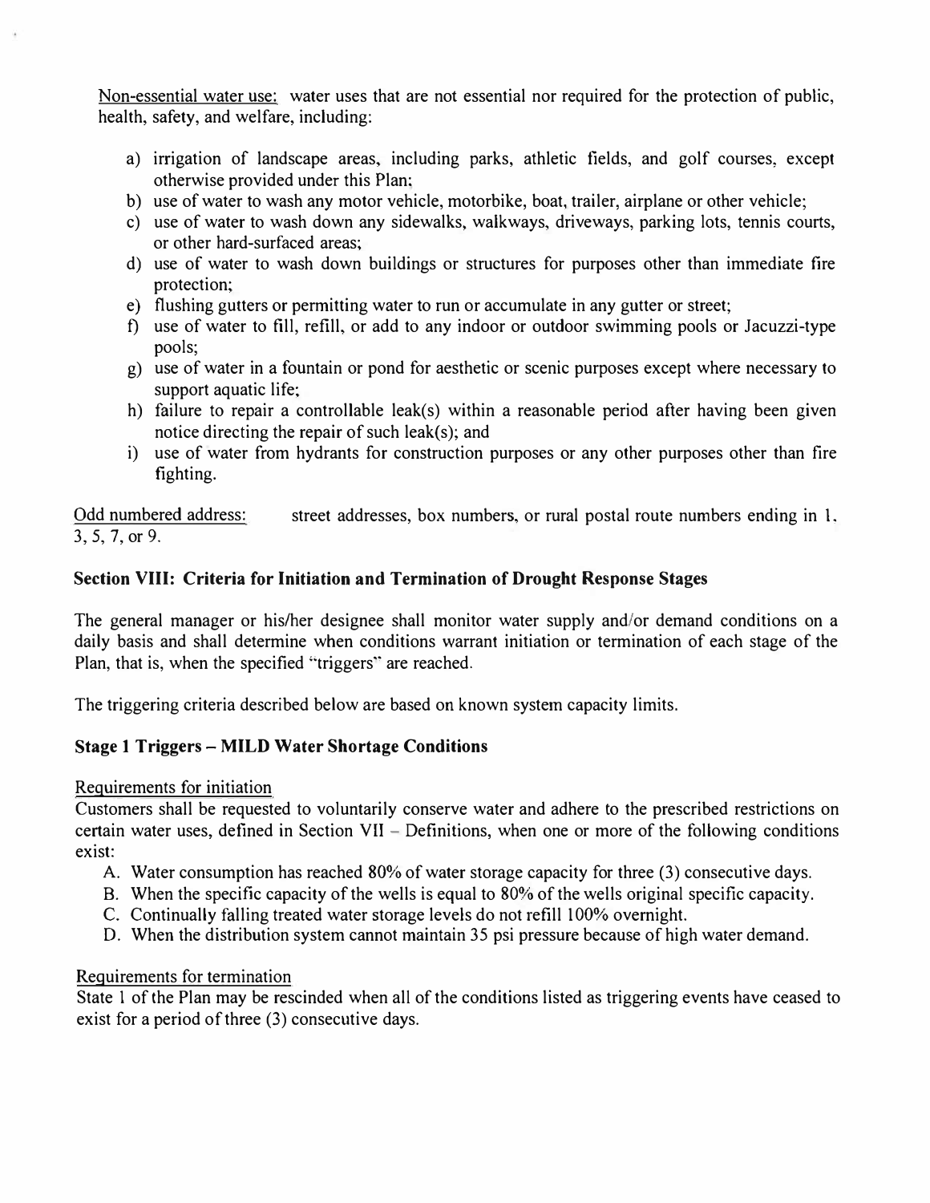Non-essential water use: water uses that are not essential nor required for the protection of public, health, safety, and welfare, including:

a) irrigation of landscape areas, including parks, athletic fields, and golf courses, except otherwise provided under this Plan;
b) use of water to wash any motor vehicle, motorbike, boat, trailer, airplane or other vehicle;
c) use of water to wash down any sidewalks, walkways, driveways, parking lots, tennis courts, or other hard-surfaced areas;
d) use of water to wash down buildings or structures for purposes other than immediate fire protection;
e) flushing gutters or permitting water to run or accumulate in any gutter or street;
f) use of water to fill, refill, or add to any indoor or outdoor swimming pools or Jacuzzi-type pools;
g) use of water in a fountain or pond for aesthetic or scenic purposes except where necessary to support aquatic life;
h) failure to repair a controllable leak(s) within a reasonable period after having been given notice directing the repair of such leak(s); and
i) use of water from hydrants for construction purposes or any other purposes other than fire fighting.

Odd numbered address: street addresses, box numbers, or rural postal route numbers ending in 1, 3, 5, 7, or 9.

## Section VIII: Criteria for Initiation and Termination of Drought Response Stages

The general manager or his/her designee shall monitor water supply and/or demand conditions on a daily basis and shall determine when conditions warrant initiation or termination of each stage of the Plan, that is, when the specified "triggers" are reached.

The triggering criteria described below are based on known system capacity limits.

### Stage 1 Triggers – MILD Water Shortage Conditions

Requirements for initiation

Customers shall be requested to voluntarily conserve water and adhere to the prescribed restrictions on certain water uses, defined in Section VII – Definitions, when one or more of the following conditions exist:

A. Water consumption has reached 80% of water storage capacity for three (3) consecutive days.
B. When the specific capacity of the wells is equal to 80% of the wells original specific capacity.
C. Continually falling treated water storage levels do not refill 100% overnight.
D. When the distribution system cannot maintain 35 psi pressure because of high water demand.

Requirements for termination

State 1 of the Plan may be rescinded when all of the conditions listed as triggering events have ceased to exist for a period of three (3) consecutive days.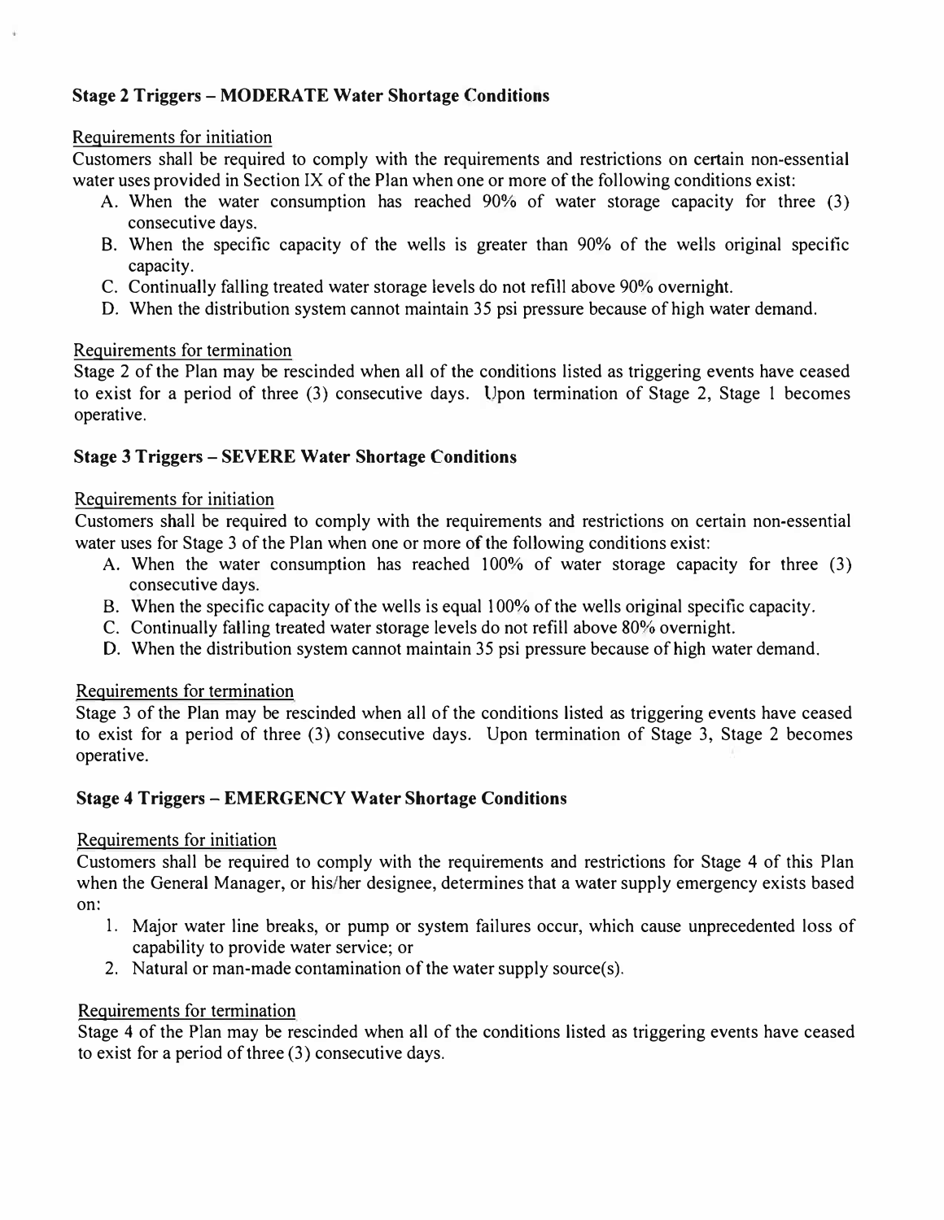**Stage 2 Triggers – MODERATE Water Shortage Conditions**

Requirements for initiation

Customers shall be required to comply with the requirements and restrictions on certain non-essential water uses provided in Section IX of the Plan when one or more of the following conditions exist:

A. When the water consumption has reached 90% of water storage capacity for three (3) consecutive days.
B. When the specific capacity of the wells is greater than 90% of the wells original specific capacity.
C. Continually falling treated water storage levels do not refill above 90% overnight.
D. When the distribution system cannot maintain 35 psi pressure because of high water demand.

Requirements for termination

Stage 2 of the Plan may be rescinded when all of the conditions listed as triggering events have ceased to exist for a period of three (3) consecutive days. Upon termination of Stage 2, Stage 1 becomes operative.

**Stage 3 Triggers – SEVERE Water Shortage Conditions**

Requirements for initiation

Customers shall be required to comply with the requirements and restrictions on certain non-essential water uses for Stage 3 of the Plan when one or more of the following conditions exist:

A. When the water consumption has reached 100% of water storage capacity for three (3) consecutive days.
B. When the specific capacity of the wells is equal 100% of the wells original specific capacity.
C. Continually falling treated water storage levels do not refill above 80% overnight.
D. When the distribution system cannot maintain 35 psi pressure because of high water demand.

Requirements for termination

Stage 3 of the Plan may be rescinded when all of the conditions listed as triggering events have ceased to exist for a period of three (3) consecutive days. Upon termination of Stage 3, Stage 2 becomes operative.

**Stage 4 Triggers – EMERGENCY Water Shortage Conditions**

Requirements for initiation

Customers shall be required to comply with the requirements and restrictions for Stage 4 of this Plan when the General Manager, or his/her designee, determines that a water supply emergency exists based on:

1. Major water line breaks, or pump or system failures occur, which cause unprecedented loss of capability to provide water service; or
2. Natural or man-made contamination of the water supply source(s).

Requirements for termination

Stage 4 of the Plan may be rescinded when all of the conditions listed as triggering events have ceased to exist for a period of three (3) consecutive days.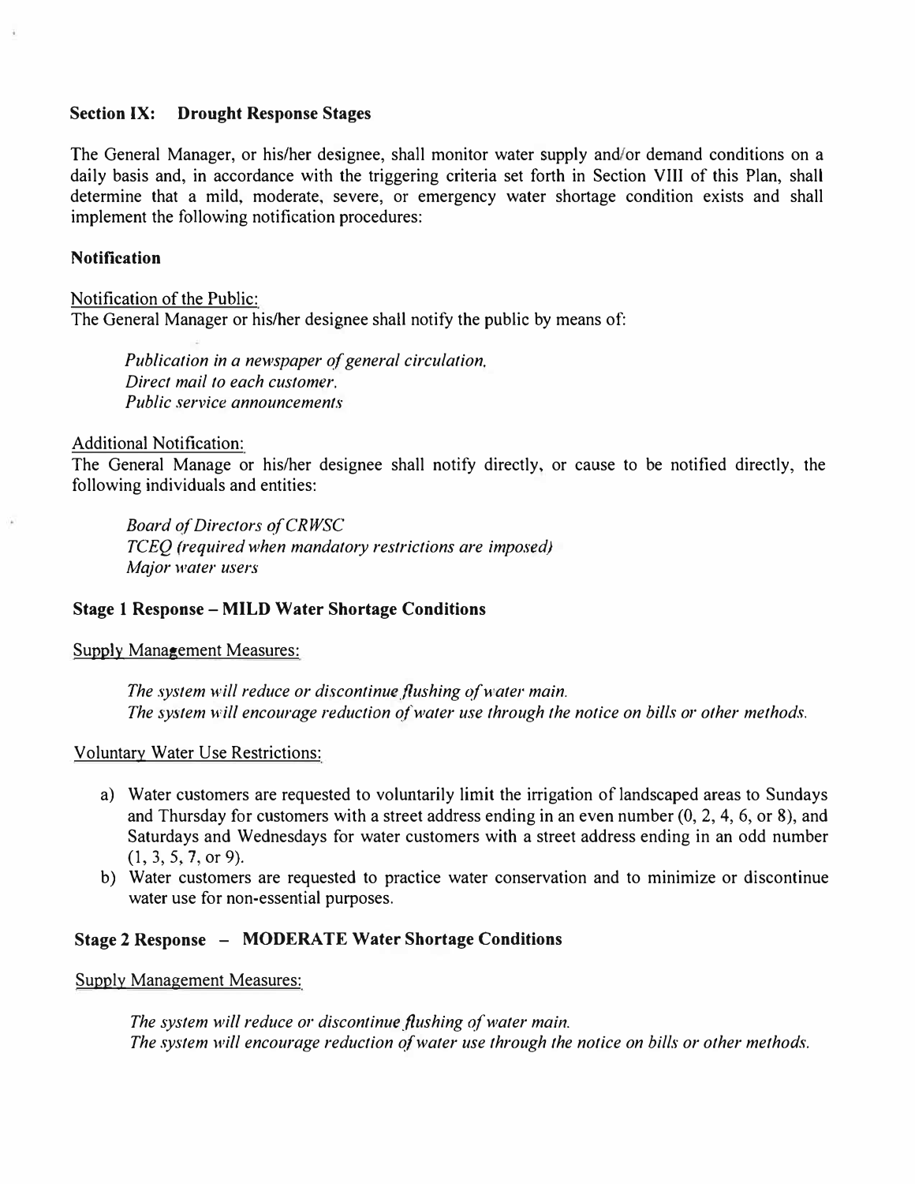## Section IX: Drought Response Stages

The General Manager, or his/her designee, shall monitor water supply and/or demand conditions on a daily basis and, in accordance with the triggering criteria set forth in Section VIII of this Plan, shall determine that a mild, moderate, severe, or emergency water shortage condition exists and shall implement the following notification procedures:

### Notification

Notification of the Public:
The General Manager or his/her designee shall notify the public by means of:

*Publication in a newspaper of general circulation,*
*Direct mail to each customer.*
*Public service announcements*

Additional Notification:
The General Manage or his/her designee shall notify directly, or cause to be notified directly, the following individuals and entities:

*Board of Directors of CRWSC*
*TCEQ (required when mandatory restrictions are imposed)*
*Major water users*

### Stage 1 Response – MILD Water Shortage Conditions

Supply Management Measures:

*The system will reduce or discontinue flushing of water main.*
*The system will encourage reduction of water use through the notice on bills or other methods.*

Voluntary Water Use Restrictions:

a) Water customers are requested to voluntarily limit the irrigation of landscaped areas to Sundays and Thursday for customers with a street address ending in an even number (0, 2, 4, 6, or 8), and Saturdays and Wednesdays for water customers with a street address ending in an odd number (1, 3, 5, 7, or 9).
b) Water customers are requested to practice water conservation and to minimize or discontinue water use for non-essential purposes.

### Stage 2 Response – MODERATE Water Shortage Conditions

Supply Management Measures:

*The system will reduce or discontinue flushing of water main.*
*The system will encourage reduction of water use through the notice on bills or other methods.*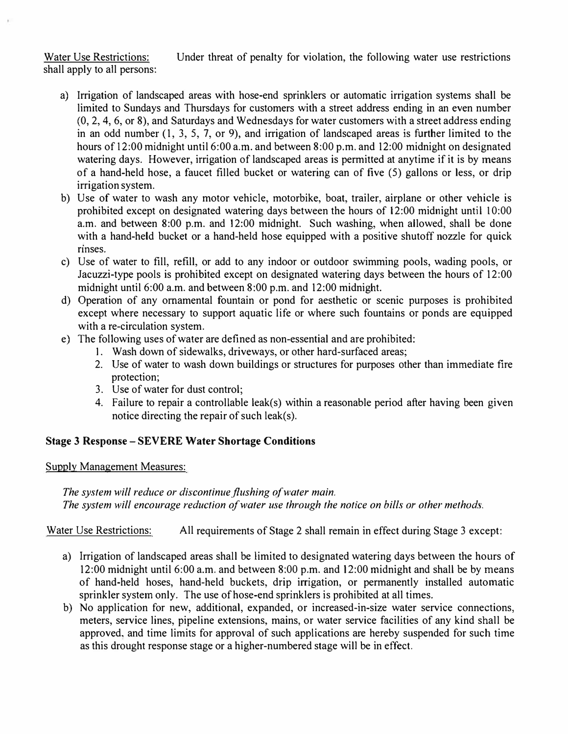Water Use Restrictions: Under threat of penalty for violation, the following water use restrictions shall apply to all persons:

a) Irrigation of landscaped areas with hose-end sprinklers or automatic irrigation systems shall be limited to Sundays and Thursdays for customers with a street address ending in an even number (0, 2, 4, 6, or 8), and Saturdays and Wednesdays for water customers with a street address ending in an odd number (1, 3, 5, 7, or 9), and irrigation of landscaped areas is further limited to the hours of 12:00 midnight until 6:00 a.m. and between 8:00 p.m. and 12:00 midnight on designated watering days. However, irrigation of landscaped areas is permitted at anytime if it is by means of a hand-held hose, a faucet filled bucket or watering can of five (5) gallons or less, or drip irrigation system.
b) Use of water to wash any motor vehicle, motorbike, boat, trailer, airplane or other vehicle is prohibited except on designated watering days between the hours of 12:00 midnight until 10:00 a.m. and between 8:00 p.m. and 12:00 midnight. Such washing, when allowed, shall be done with a hand-held bucket or a hand-held hose equipped with a positive shutoff nozzle for quick rinses.
c) Use of water to fill, refill, or add to any indoor or outdoor swimming pools, wading pools, or Jacuzzi-type pools is prohibited except on designated watering days between the hours of 12:00 midnight until 6:00 a.m. and between 8:00 p.m. and 12:00 midnight.
d) Operation of any ornamental fountain or pond for aesthetic or scenic purposes is prohibited except where necessary to support aquatic life or where such fountains or ponds are equipped with a re-circulation system.
e) The following uses of water are defined as non-essential and are prohibited:
   1. Wash down of sidewalks, driveways, or other hard-surfaced areas;
   2. Use of water to wash down buildings or structures for purposes other than immediate fire protection;
   3. Use of water for dust control;
   4. Failure to repair a controllable leak(s) within a reasonable period after having been given notice directing the repair of such leak(s).

**Stage 3 Response – SEVERE Water Shortage Conditions**

Supply Management Measures:

*The system will reduce or discontinue flushing of water main.*
*The system will encourage reduction of water use through the notice on bills or other methods.*

Water Use Restrictions: All requirements of Stage 2 shall remain in effect during Stage 3 except:

a) Irrigation of landscaped areas shall be limited to designated watering days between the hours of 12:00 midnight until 6:00 a.m. and between 8:00 p.m. and 12:00 midnight and shall be by means of hand-held hoses, hand-held buckets, drip irrigation, or permanently installed automatic sprinkler system only. The use of hose-end sprinklers is prohibited at all times.
b) No application for new, additional, expanded, or increased-in-size water service connections, meters, service lines, pipeline extensions, mains, or water service facilities of any kind shall be approved, and time limits for approval of such applications are hereby suspended for such time as this drought response stage or a higher-numbered stage will be in effect.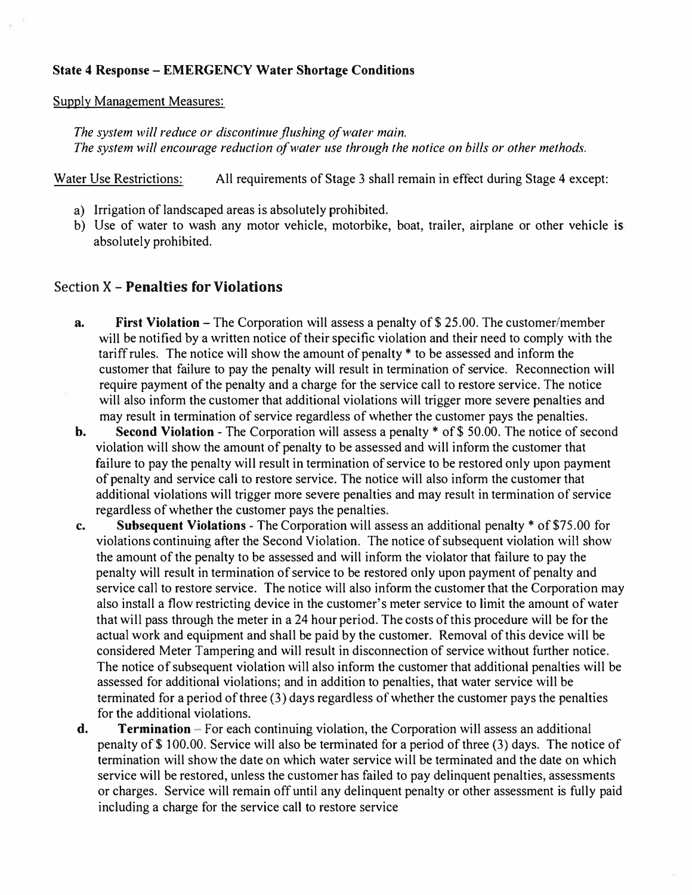**State 4 Response – EMERGENCY Water Shortage Conditions**

Supply Management Measures:

*The system will reduce or discontinue flushing of water main.*
*The system will encourage reduction of water use through the notice on bills or other methods.*

Water Use Restrictions: All requirements of Stage 3 shall remain in effect during Stage 4 except:

a) Irrigation of landscaped areas is absolutely prohibited.
b) Use of water to wash any motor vehicle, motorbike, boat, trailer, airplane or other vehicle is absolutely prohibited.

## Section X – **Penalties for Violations**

**a.** **First Violation** – The Corporation will assess a penalty of $ 25.00. The customer/member will be notified by a written notice of their specific violation and their need to comply with the tariff rules. The notice will show the amount of penalty * to be assessed and inform the customer that failure to pay the penalty will result in termination of service. Reconnection will require payment of the penalty and a charge for the service call to restore service. The notice will also inform the customer that additional violations will trigger more severe penalties and may result in termination of service regardless of whether the customer pays the penalties.

**b.** **Second Violation** - The Corporation will assess a penalty * of $ 50.00. The notice of second violation will show the amount of penalty to be assessed and will inform the customer that failure to pay the penalty will result in termination of service to be restored only upon payment of penalty and service call to restore service. The notice will also inform the customer that additional violations will trigger more severe penalties and may result in termination of service regardless of whether the customer pays the penalties.

**c.** **Subsequent Violations** - The Corporation will assess an additional penalty * of $75.00 for violations continuing after the Second Violation. The notice of subsequent violation will show the amount of the penalty to be assessed and will inform the violator that failure to pay the penalty will result in termination of service to be restored only upon payment of penalty and service call to restore service. The notice will also inform the customer that the Corporation may also install a flow restricting device in the customer's meter service to limit the amount of water that will pass through the meter in a 24 hour period. The costs of this procedure will be for the actual work and equipment and shall be paid by the customer. Removal of this device will be considered Meter Tampering and will result in disconnection of service without further notice. The notice of subsequent violation will also inform the customer that additional penalties will be assessed for additional violations; and in addition to penalties, that water service will be terminated for a period of three (3) days regardless of whether the customer pays the penalties for the additional violations.

**d.** **Termination** – For each continuing violation, the Corporation will assess an additional penalty of $ 100.00. Service will also be terminated for a period of three (3) days. The notice of termination will show the date on which water service will be terminated and the date on which service will be restored, unless the customer has failed to pay delinquent penalties, assessments or charges. Service will remain off until any delinquent penalty or other assessment is fully paid including a charge for the service call to restore service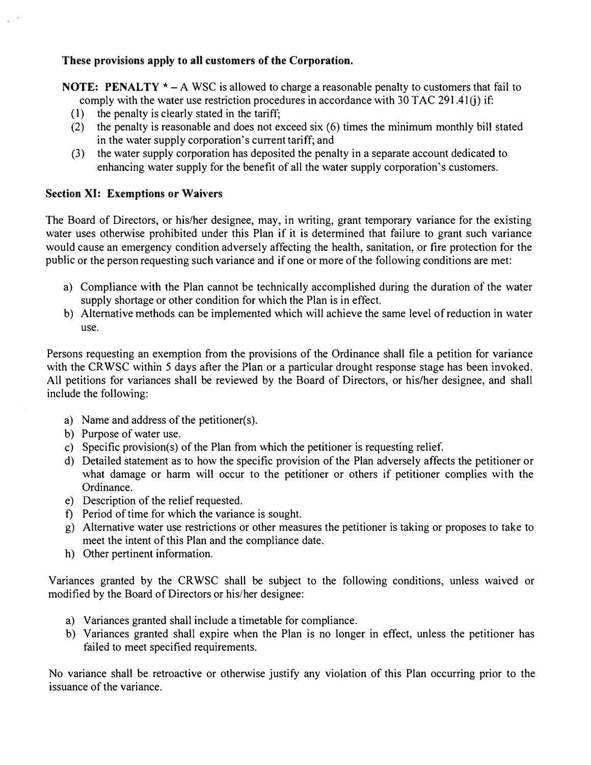**These provisions apply to all customers of the Corporation.**

**NOTE: PENALTY * –** A WSC is allowed to charge a reasonable penalty to customers that fail to comply with the water use restriction procedures in accordance with 30 TAC 291.41(j) if:

(1) the penalty is clearly stated in the tariff;

(2) the penalty is reasonable and does not exceed six (6) times the minimum monthly bill stated in the water supply corporation's current tariff; and

(3) the water supply corporation has deposited the penalty in a separate account dedicated to enhancing water supply for the benefit of all the water supply corporation's customers.

### Section XI: Exemptions or Waivers

The Board of Directors, or his/her designee, may, in writing, grant temporary variance for the existing water uses otherwise prohibited under this Plan if it is determined that failure to grant such variance would cause an emergency condition adversely affecting the health, sanitation, or fire protection for the public or the person requesting such variance and if one or more of the following conditions are met:

a) Compliance with the Plan cannot be technically accomplished during the duration of the water supply shortage or other condition for which the Plan is in effect.
b) Alternative methods can be implemented which will achieve the same level of reduction in water use.

Persons requesting an exemption from the provisions of the Ordinance shall file a petition for variance with the CRWSC within 5 days after the Plan or a particular drought response stage has been invoked. All petitions for variances shall be reviewed by the Board of Directors, or his/her designee, and shall include the following:

a) Name and address of the petitioner(s).
b) Purpose of water use.
c) Specific provision(s) of the Plan from which the petitioner is requesting relief.
d) Detailed statement as to how the specific provision of the Plan adversely affects the petitioner or what damage or harm will occur to the petitioner or others if petitioner complies with the Ordinance.
e) Description of the relief requested.
f) Period of time for which the variance is sought.
g) Alternative water use restrictions or other measures the petitioner is taking or proposes to take to meet the intent of this Plan and the compliance date.
h) Other pertinent information.

Variances granted by the CRWSC shall be subject to the following conditions, unless waived or modified by the Board of Directors or his/her designee:

a) Variances granted shall include a timetable for compliance.
b) Variances granted shall expire when the Plan is no longer in effect, unless the petitioner has failed to meet specified requirements.

No variance shall be retroactive or otherwise justify any violation of this Plan occurring prior to the issuance of the variance.